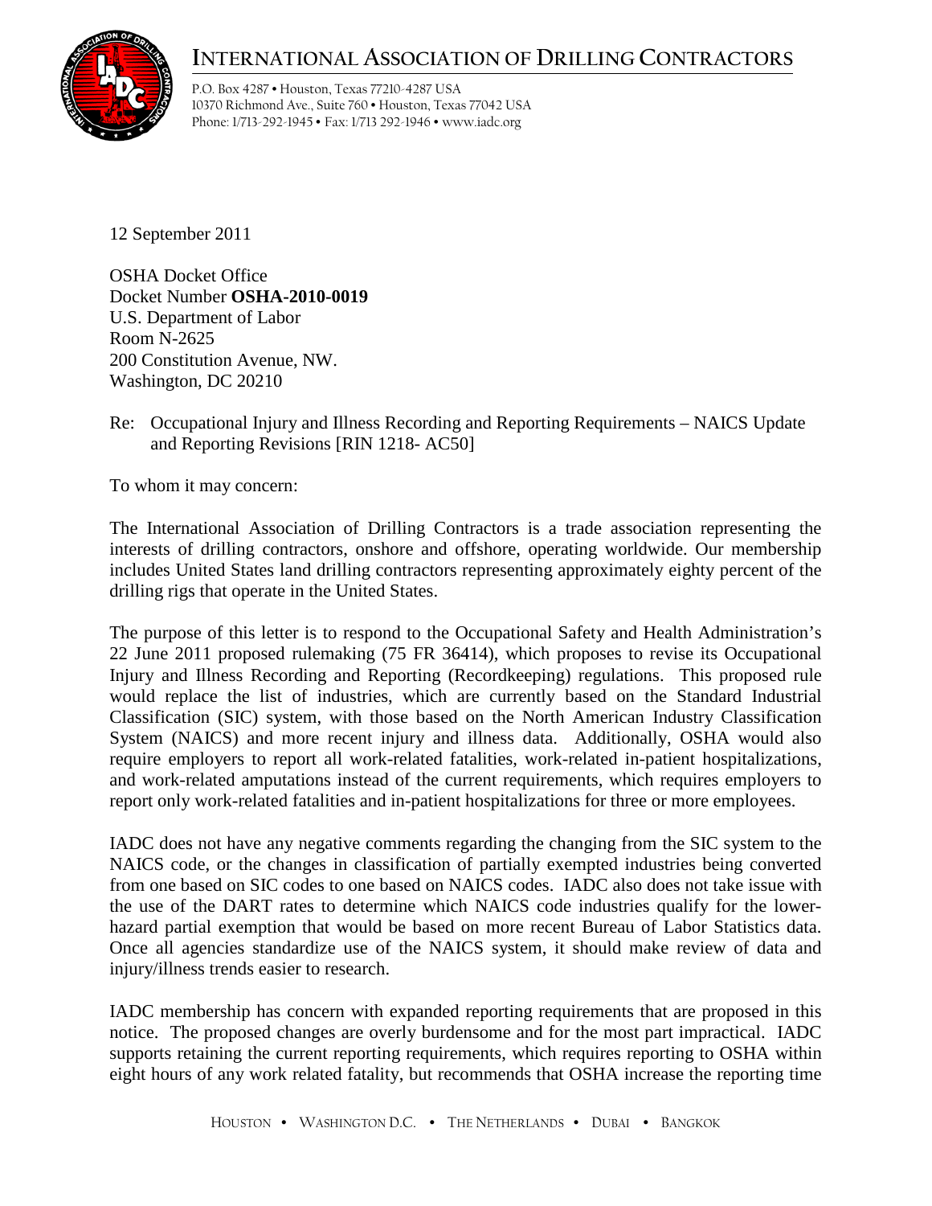# INTERNATIONAL ASSOCIATION OF DRILLING CONTRACTORS

P.O. Box 4287 • Houston, Texas 77210-4287 USA
10370 Richmond Ave., Suite 760 • Houston, Texas 77042 USA
Phone: 1/713-292-1945 • Fax: 1/713 292-1946 • www.iadc.org

12 September 2011

OSHA Docket Office
Docket Number **OSHA-2010-0019**
U.S. Department of Labor
Room N-2625
200 Constitution Avenue, NW.
Washington, DC 20210

Re: Occupational Injury and Illness Recording and Reporting Requirements – NAICS Update and Reporting Revisions [RIN 1218- AC50]

To whom it may concern:

The International Association of Drilling Contractors is a trade association representing the interests of drilling contractors, onshore and offshore, operating worldwide. Our membership includes United States land drilling contractors representing approximately eighty percent of the drilling rigs that operate in the United States.

The purpose of this letter is to respond to the Occupational Safety and Health Administration's 22 June 2011 proposed rulemaking (75 FR 36414), which proposes to revise its Occupational Injury and Illness Recording and Reporting (Recordkeeping) regulations. This proposed rule would replace the list of industries, which are currently based on the Standard Industrial Classification (SIC) system, with those based on the North American Industry Classification System (NAICS) and more recent injury and illness data. Additionally, OSHA would also require employers to report all work-related fatalities, work-related in-patient hospitalizations, and work-related amputations instead of the current requirements, which requires employers to report only work-related fatalities and in-patient hospitalizations for three or more employees.

IADC does not have any negative comments regarding the changing from the SIC system to the NAICS code, or the changes in classification of partially exempted industries being converted from one based on SIC codes to one based on NAICS codes. IADC also does not take issue with the use of the DART rates to determine which NAICS code industries qualify for the lower-hazard partial exemption that would be based on more recent Bureau of Labor Statistics data. Once all agencies standardize use of the NAICS system, it should make review of data and injury/illness trends easier to research.

IADC membership has concern with expanded reporting requirements that are proposed in this notice. The proposed changes are overly burdensome and for the most part impractical. IADC supports retaining the current reporting requirements, which requires reporting to OSHA within eight hours of any work related fatality, but recommends that OSHA increase the reporting time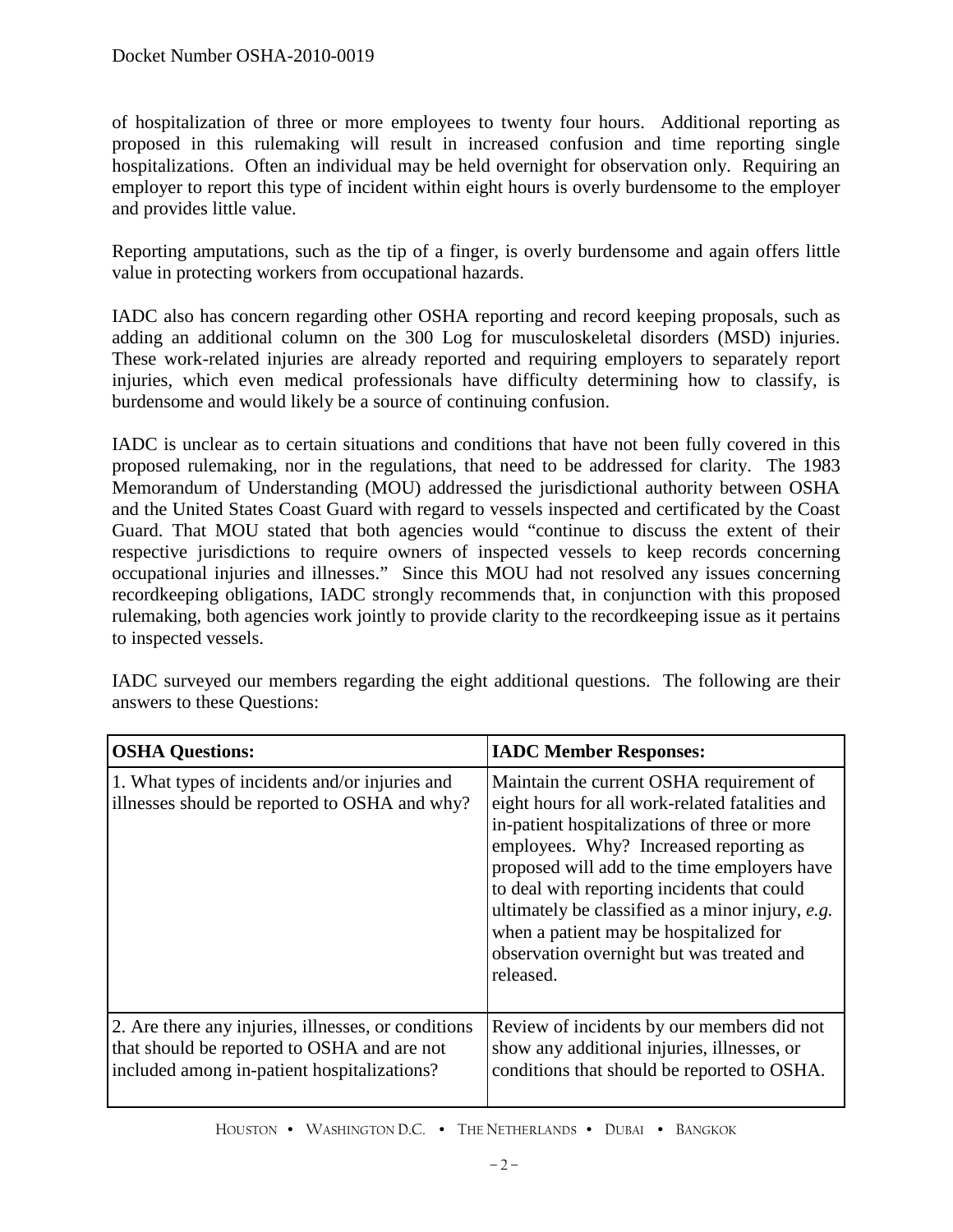of hospitalization of three or more employees to twenty four hours. Additional reporting as proposed in this rulemaking will result in increased confusion and time reporting single hospitalizations. Often an individual may be held overnight for observation only. Requiring an employer to report this type of incident within eight hours is overly burdensome to the employer and provides little value.

Reporting amputations, such as the tip of a finger, is overly burdensome and again offers little value in protecting workers from occupational hazards.

IADC also has concern regarding other OSHA reporting and record keeping proposals, such as adding an additional column on the 300 Log for musculoskeletal disorders (MSD) injuries. These work-related injuries are already reported and requiring employers to separately report injuries, which even medical professionals have difficulty determining how to classify, is burdensome and would likely be a source of continuing confusion.

IADC is unclear as to certain situations and conditions that have not been fully covered in this proposed rulemaking, nor in the regulations, that need to be addressed for clarity. The 1983 Memorandum of Understanding (MOU) addressed the jurisdictional authority between OSHA and the United States Coast Guard with regard to vessels inspected and certificated by the Coast Guard. That MOU stated that both agencies would "continue to discuss the extent of their respective jurisdictions to require owners of inspected vessels to keep records concerning occupational injuries and illnesses." Since this MOU had not resolved any issues concerning recordkeeping obligations, IADC strongly recommends that, in conjunction with this proposed rulemaking, both agencies work jointly to provide clarity to the recordkeeping issue as it pertains to inspected vessels.

IADC surveyed our members regarding the eight additional questions. The following are their answers to these Questions:

| **OSHA Questions:** | **IADC Member Responses:** |
|---|---|
| 1. What types of incidents and/or injuries and illnesses should be reported to OSHA and why? | Maintain the current OSHA requirement of eight hours for all work-related fatalities and in-patient hospitalizations of three or more employees. Why? Increased reporting as proposed will add to the time employers have to deal with reporting incidents that could ultimately be classified as a minor injury, *e.g.* when a patient may be hospitalized for observation overnight but was treated and released. |
| 2. Are there any injuries, illnesses, or conditions that should be reported to OSHA and are not included among in-patient hospitalizations? | Review of incidents by our members did not show any additional injuries, illnesses, or conditions that should be reported to OSHA. |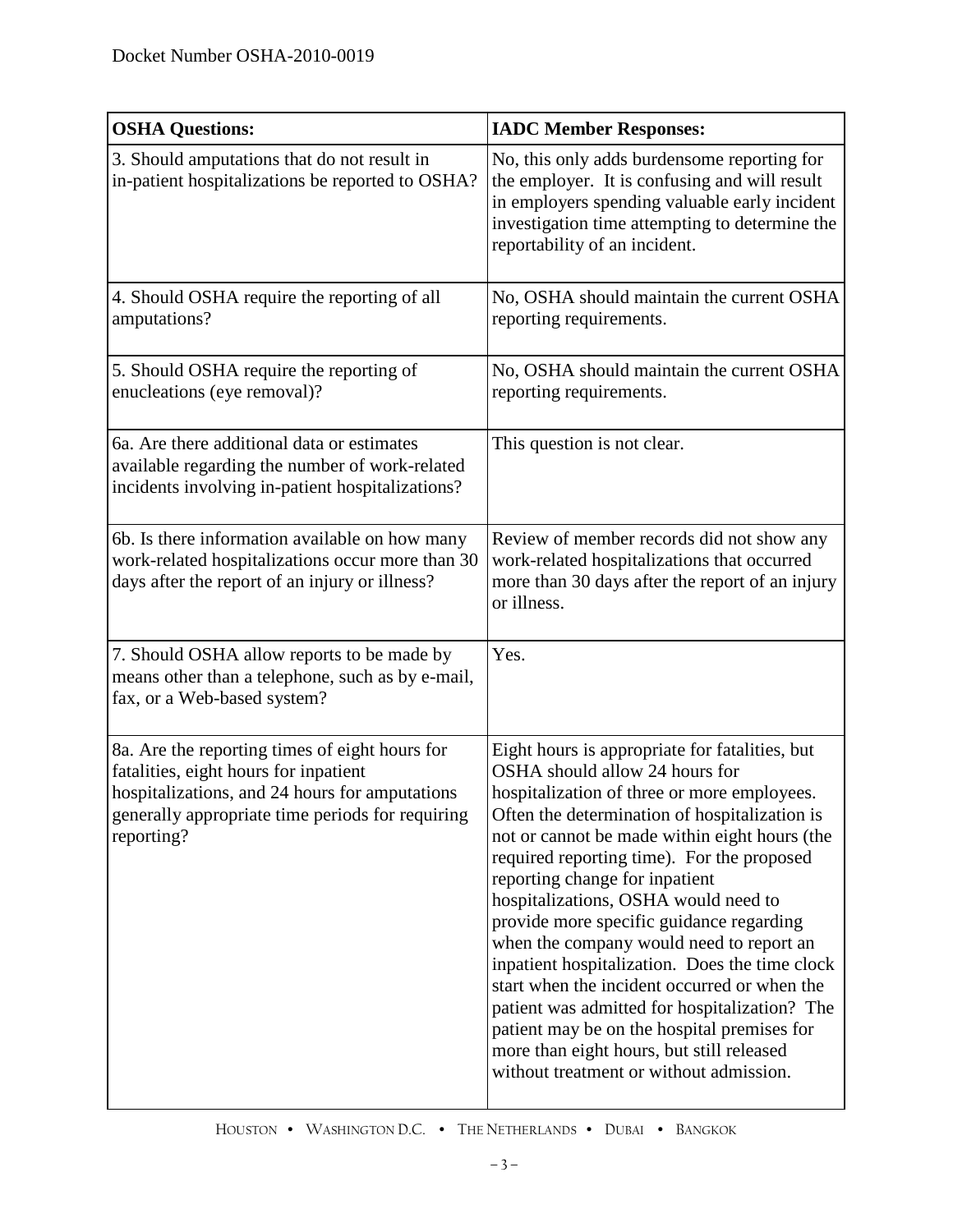| OSHA Questions: | IADC Member Responses: |
| --- | --- |
| 3. Should amputations that do not result in in-patient hospitalizations be reported to OSHA? | No, this only adds burdensome reporting for the employer. It is confusing and will result in employers spending valuable early incident investigation time attempting to determine the reportability of an incident. |
| 4. Should OSHA require the reporting of all amputations? | No, OSHA should maintain the current OSHA reporting requirements. |
| 5. Should OSHA require the reporting of enucleations (eye removal)? | No, OSHA should maintain the current OSHA reporting requirements. |
| 6a. Are there additional data or estimates available regarding the number of work-related incidents involving in-patient hospitalizations? | This question is not clear. |
| 6b. Is there information available on how many work-related hospitalizations occur more than 30 days after the report of an injury or illness? | Review of member records did not show any work-related hospitalizations that occurred more than 30 days after the report of an injury or illness. |
| 7. Should OSHA allow reports to be made by means other than a telephone, such as by e-mail, fax, or a Web-based system? | Yes. |
| 8a. Are the reporting times of eight hours for fatalities, eight hours for inpatient hospitalizations, and 24 hours for amputations generally appropriate time periods for requiring reporting? | Eight hours is appropriate for fatalities, but OSHA should allow 24 hours for hospitalization of three or more employees. Often the determination of hospitalization is not or cannot be made within eight hours (the required reporting time). For the proposed reporting change for inpatient hospitalizations, OSHA would need to provide more specific guidance regarding when the company would need to report an inpatient hospitalization. Does the time clock start when the incident occurred or when the patient was admitted for hospitalization? The patient may be on the hospital premises for more than eight hours, but still released without treatment or without admission. |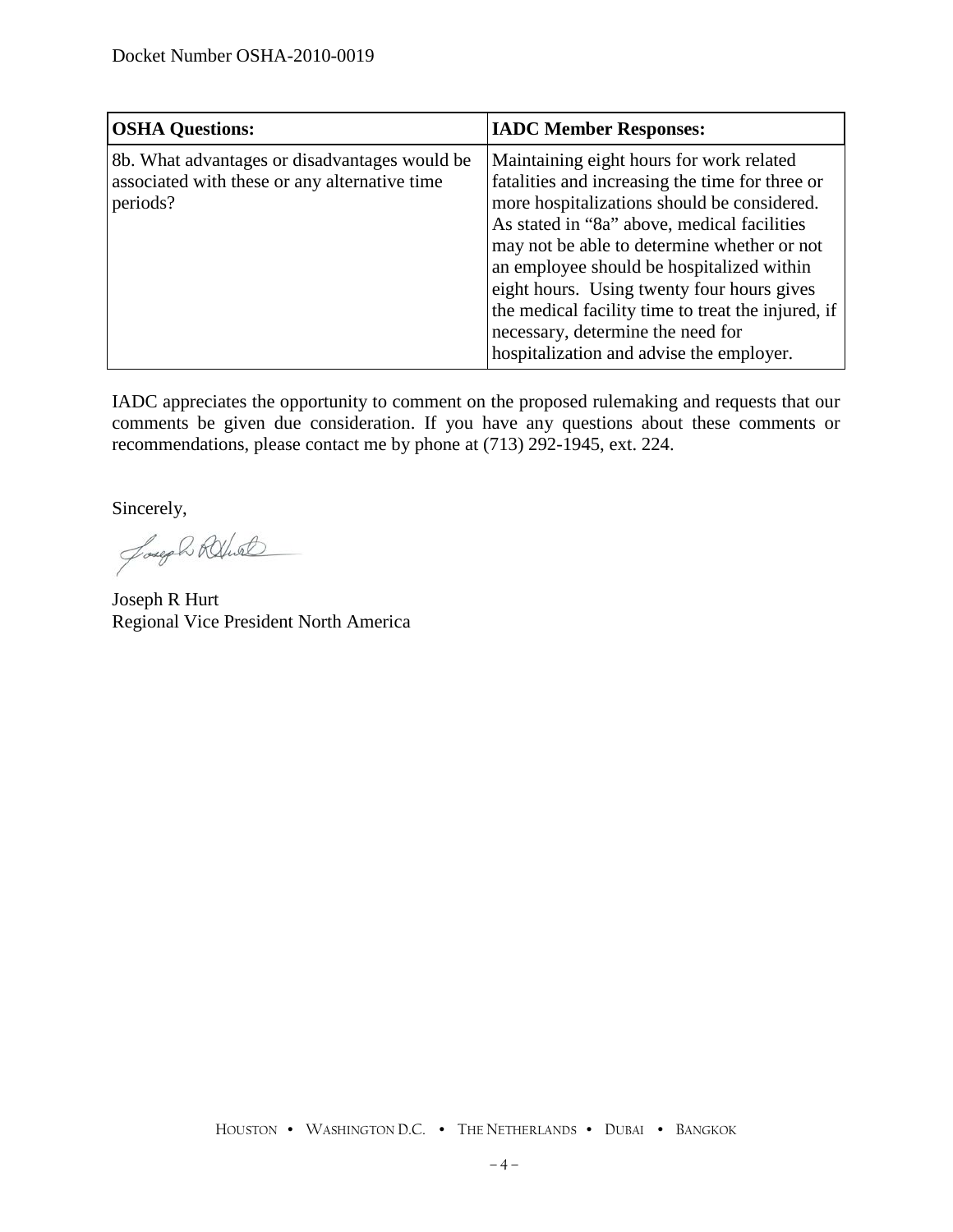| OSHA Questions: | IADC Member Responses: |
| --- | --- |
| 8b. What advantages or disadvantages would be associated with these or any alternative time periods? | Maintaining eight hours for work related fatalities and increasing the time for three or more hospitalizations should be considered. As stated in "8a" above, medical facilities may not be able to determine whether or not an employee should be hospitalized within eight hours. Using twenty four hours gives the medical facility time to treat the injured, if necessary, determine the need for hospitalization and advise the employer. |

IADC appreciates the opportunity to comment on the proposed rulemaking and requests that our comments be given due consideration. If you have any questions about these comments or recommendations, please contact me by phone at (713) 292-1945, ext. 224.

Sincerely,

Joseph R Hurt
Regional Vice President North America

HOUSTON • WASHINGTON D.C. • THE NETHERLANDS • DUBAI • BANGKOK